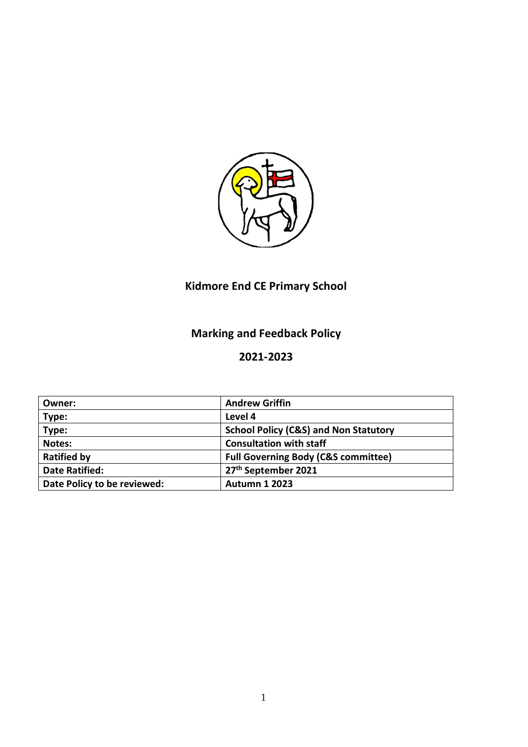# Kidmore End CE Primary School

## Marking and Feedback Policy

## 2021-2023

| Owner: | Andrew Griffin |
|---|---|
| Type: | Level 4 |
| Type: | School Policy (C&S) and Non Statutory |
| Notes: | Consultation with staff |
| Ratified by | Full Governing Body (C&S committee) |
| Date Ratified: | 27th September 2021 |
| Date Policy to be reviewed: | Autumn 1 2023 |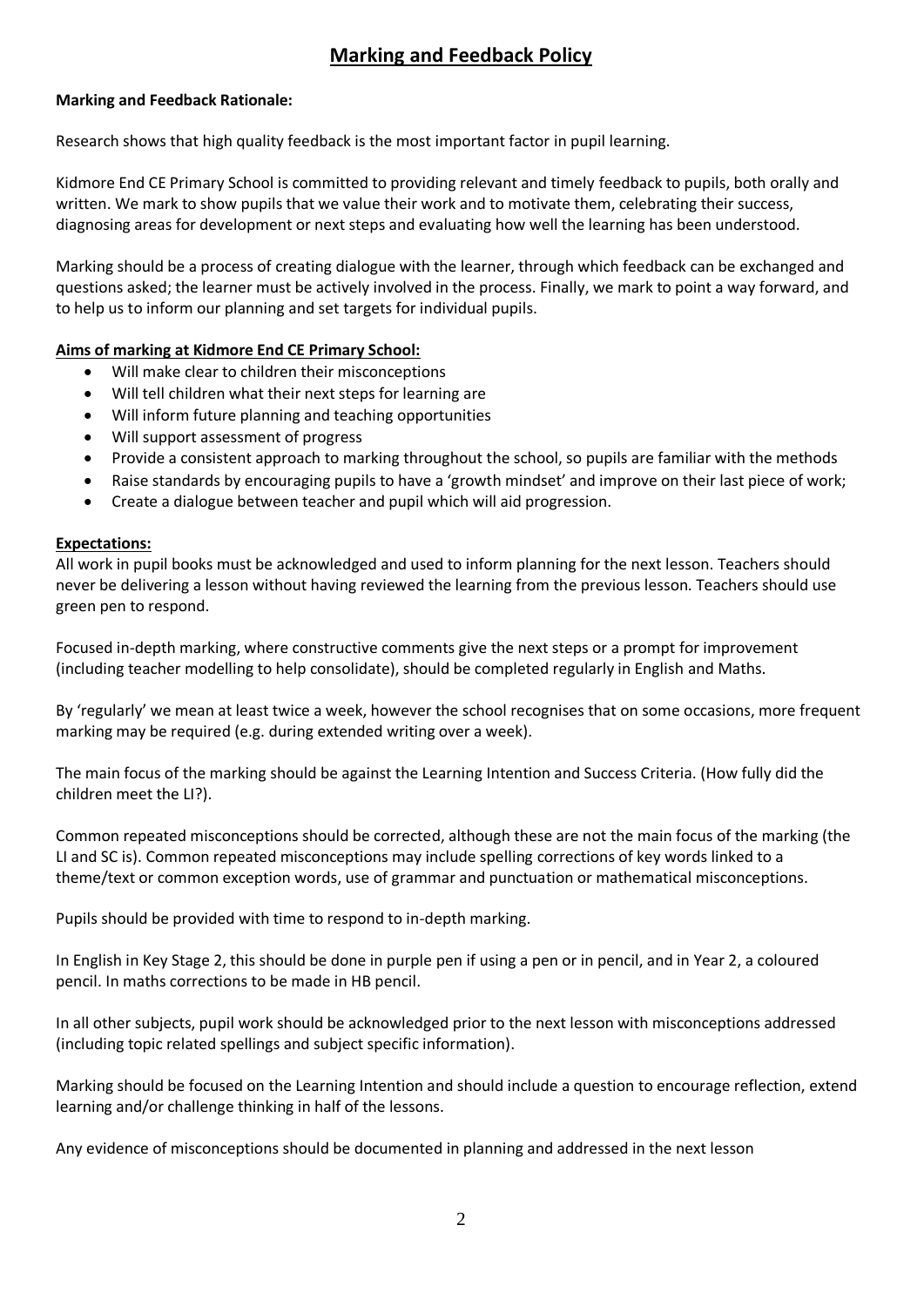# Marking and Feedback Policy

**Marking and Feedback Rationale:**

Research shows that high quality feedback is the most important factor in pupil learning.

Kidmore End CE Primary School is committed to providing relevant and timely feedback to pupils, both orally and written. We mark to show pupils that we value their work and to motivate them, celebrating their success, diagnosing areas for development or next steps and evaluating how well the learning has been understood.

Marking should be a process of creating dialogue with the learner, through which feedback can be exchanged and questions asked; the learner must be actively involved in the process. Finally, we mark to point a way forward, and to help us to inform our planning and set targets for individual pupils.

**Aims of marking at Kidmore End CE Primary School:**

- Will make clear to children their misconceptions
- Will tell children what their next steps for learning are
- Will inform future planning and teaching opportunities
- Will support assessment of progress
- Provide a consistent approach to marking throughout the school, so pupils are familiar with the methods
- Raise standards by encouraging pupils to have a 'growth mindset' and improve on their last piece of work;
- Create a dialogue between teacher and pupil which will aid progression.

**Expectations:**

All work in pupil books must be acknowledged and used to inform planning for the next lesson. Teachers should never be delivering a lesson without having reviewed the learning from the previous lesson. Teachers should use green pen to respond.

Focused in-depth marking, where constructive comments give the next steps or a prompt for improvement (including teacher modelling to help consolidate), should be completed regularly in English and Maths.

By 'regularly' we mean at least twice a week, however the school recognises that on some occasions, more frequent marking may be required (e.g. during extended writing over a week).

The main focus of the marking should be against the Learning Intention and Success Criteria. (How fully did the children meet the LI?).

Common repeated misconceptions should be corrected, although these are not the main focus of the marking (the LI and SC is). Common repeated misconceptions may include spelling corrections of key words linked to a theme/text or common exception words, use of grammar and punctuation or mathematical misconceptions.

Pupils should be provided with time to respond to in-depth marking.

In English in Key Stage 2, this should be done in purple pen if using a pen or in pencil, and in Year 2, a coloured pencil. In maths corrections to be made in HB pencil.

In all other subjects, pupil work should be acknowledged prior to the next lesson with misconceptions addressed (including topic related spellings and subject specific information).

Marking should be focused on the Learning Intention and should include a question to encourage reflection, extend learning and/or challenge thinking in half of the lessons.

Any evidence of misconceptions should be documented in planning and addressed in the next lesson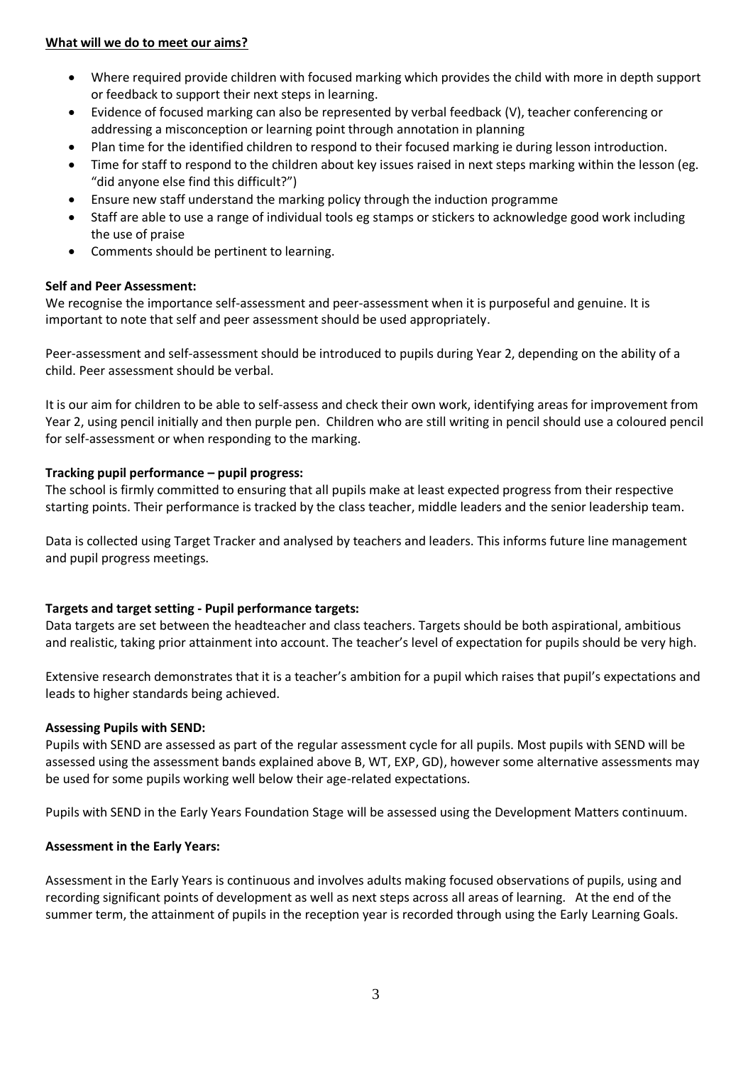**What will we do to meet our aims?**

- Where required provide children with focused marking which provides the child with more in depth support or feedback to support their next steps in learning.
- Evidence of focused marking can also be represented by verbal feedback (V), teacher conferencing or addressing a misconception or learning point through annotation in planning
- Plan time for the identified children to respond to their focused marking ie during lesson introduction.
- Time for staff to respond to the children about key issues raised in next steps marking within the lesson (eg. "did anyone else find this difficult?")
- Ensure new staff understand the marking policy through the induction programme
- Staff are able to use a range of individual tools eg stamps or stickers to acknowledge good work including the use of praise
- Comments should be pertinent to learning.

**Self and Peer Assessment:**

We recognise the importance self-assessment and peer-assessment when it is purposeful and genuine. It is important to note that self and peer assessment should be used appropriately.

Peer-assessment and self-assessment should be introduced to pupils during Year 2, depending on the ability of a child. Peer assessment should be verbal.

It is our aim for children to be able to self-assess and check their own work, identifying areas for improvement from Year 2, using pencil initially and then purple pen. Children who are still writing in pencil should use a coloured pencil for self-assessment or when responding to the marking.

**Tracking pupil performance – pupil progress:**

The school is firmly committed to ensuring that all pupils make at least expected progress from their respective starting points. Their performance is tracked by the class teacher, middle leaders and the senior leadership team.

Data is collected using Target Tracker and analysed by teachers and leaders. This informs future line management and pupil progress meetings.

**Targets and target setting - Pupil performance targets:**

Data targets are set between the headteacher and class teachers. Targets should be both aspirational, ambitious and realistic, taking prior attainment into account. The teacher's level of expectation for pupils should be very high.

Extensive research demonstrates that it is a teacher's ambition for a pupil which raises that pupil's expectations and leads to higher standards being achieved.

**Assessing Pupils with SEND:**

Pupils with SEND are assessed as part of the regular assessment cycle for all pupils. Most pupils with SEND will be assessed using the assessment bands explained above B, WT, EXP, GD), however some alternative assessments may be used for some pupils working well below their age-related expectations.

Pupils with SEND in the Early Years Foundation Stage will be assessed using the Development Matters continuum.

**Assessment in the Early Years:**

Assessment in the Early Years is continuous and involves adults making focused observations of pupils, using and recording significant points of development as well as next steps across all areas of learning. At the end of the summer term, the attainment of pupils in the reception year is recorded through using the Early Learning Goals.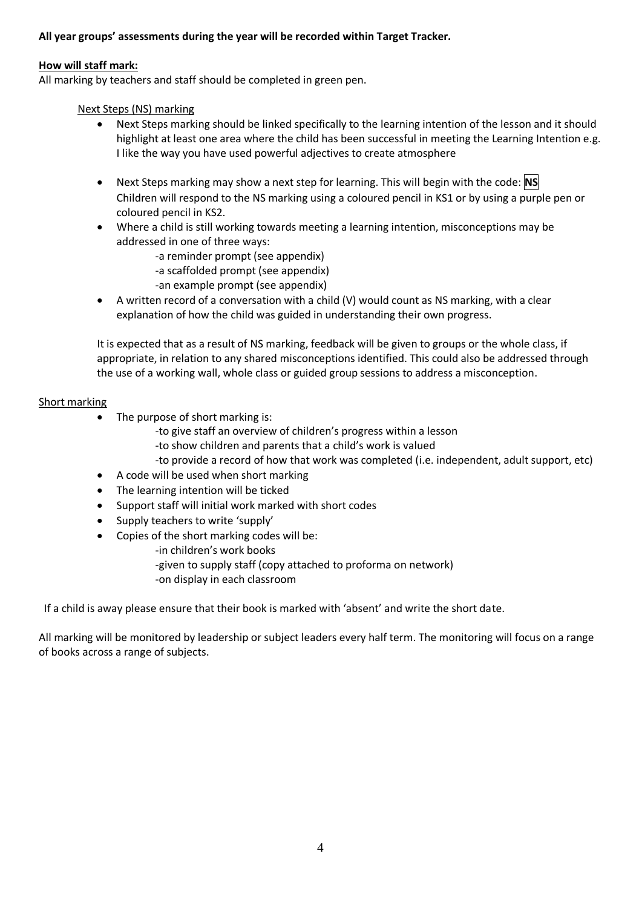**All year groups' assessments during the year will be recorded within Target Tracker.**

**How will staff mark:**

All marking by teachers and staff should be completed in green pen.

Next Steps (NS) marking

- Next Steps marking should be linked specifically to the learning intention of the lesson and it should highlight at least one area where the child has been successful in meeting the Learning Intention e.g. I like the way you have used powerful adjectives to create atmosphere
- Next Steps marking may show a next step for learning. This will begin with the code: **NS** Children will respond to the NS marking using a coloured pencil in KS1 or by using a purple pen or coloured pencil in KS2.
- Where a child is still working towards meeting a learning intention, misconceptions may be addressed in one of three ways:
  - -a reminder prompt (see appendix)
  - -a scaffolded prompt (see appendix)
  - -an example prompt (see appendix)
- A written record of a conversation with a child (V) would count as NS marking, with a clear explanation of how the child was guided in understanding their own progress.

It is expected that as a result of NS marking, feedback will be given to groups or the whole class, if appropriate, in relation to any shared misconceptions identified. This could also be addressed through the use of a working wall, whole class or guided group sessions to address a misconception.

Short marking

- The purpose of short marking is:
  - -to give staff an overview of children's progress within a lesson
  - -to show children and parents that a child's work is valued
  - -to provide a record of how that work was completed (i.e. independent, adult support, etc)
- A code will be used when short marking
- The learning intention will be ticked
- Support staff will initial work marked with short codes
- Supply teachers to write 'supply'
- Copies of the short marking codes will be:
  - -in children's work books
  - -given to supply staff (copy attached to proforma on network)
  - -on display in each classroom

If a child is away please ensure that their book is marked with 'absent' and write the short date.

All marking will be monitored by leadership or subject leaders every half term. The monitoring will focus on a range of books across a range of subjects.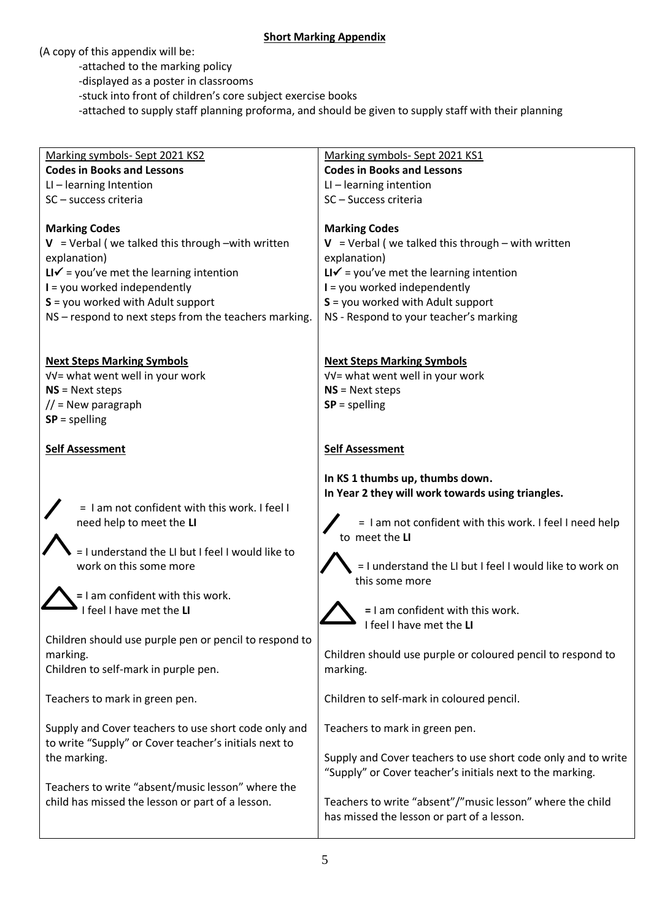**Short Marking Appendix**

(A copy of this appendix will be:

- attached to the marking policy
- displayed as a poster in classrooms
- stuck into front of children's core subject exercise books
- attached to supply staff planning proforma, and should be given to supply staff with their planning

Marking symbols- Sept 2021 KS2

**Codes in Books and Lessons**

LI – learning Intention
SC – success criteria

**Marking Codes**

**V** = Verbal ( we talked this through –with written explanation)
**LI✓** = you've met the learning intention
**I** = you worked independently
**S** = you worked with Adult support
NS – respond to next steps from the teachers marking.

**Next Steps Marking Symbols**

√√= what went well in your work
**NS** = Next steps
// = New paragraph
**SP** = spelling

**Self Assessment**

/ = I am not confident with this work. I feel I need help to meet the **LI**

∧ = I understand the LI but I feel I would like to work on this some more

△ = I am confident with this work. I feel I have met the **LI**

Children should use purple pen or pencil to respond to marking.
Children to self-mark in purple pen.

Teachers to mark in green pen.

Supply and Cover teachers to use short code only and to write "Supply" or Cover teacher's initials next to the marking.

Teachers to write "absent/music lesson" where the child has missed the lesson or part of a lesson.

Marking symbols- Sept 2021 KS1

**Codes in Books and Lessons**

LI – learning intention
SC – Success criteria

**Marking Codes**

**V** = Verbal ( we talked this through – with written explanation)
**LI✓** = you've met the learning intention
**I** = you worked independently
**S** = you worked with Adult support
NS - Respond to your teacher's marking

**Next Steps Marking Symbols**

√√= what went well in your work
**NS** = Next steps
**SP** = spelling

**Self Assessment**

**In KS 1 thumbs up, thumbs down.**
**In Year 2 they will work towards using triangles.**

/ = I am not confident with this work. I feel I need help to meet the **LI**

∧ = I understand the LI but I feel I would like to work on this some more

△ = I am confident with this work. I feel I have met the **LI**

Children should use purple or coloured pencil to respond to marking.

Children to self-mark in coloured pencil.

Teachers to mark in green pen.

Supply and Cover teachers to use short code only and to write "Supply" or Cover teacher's initials next to the marking.

Teachers to write "absent"/"music lesson" where the child has missed the lesson or part of a lesson.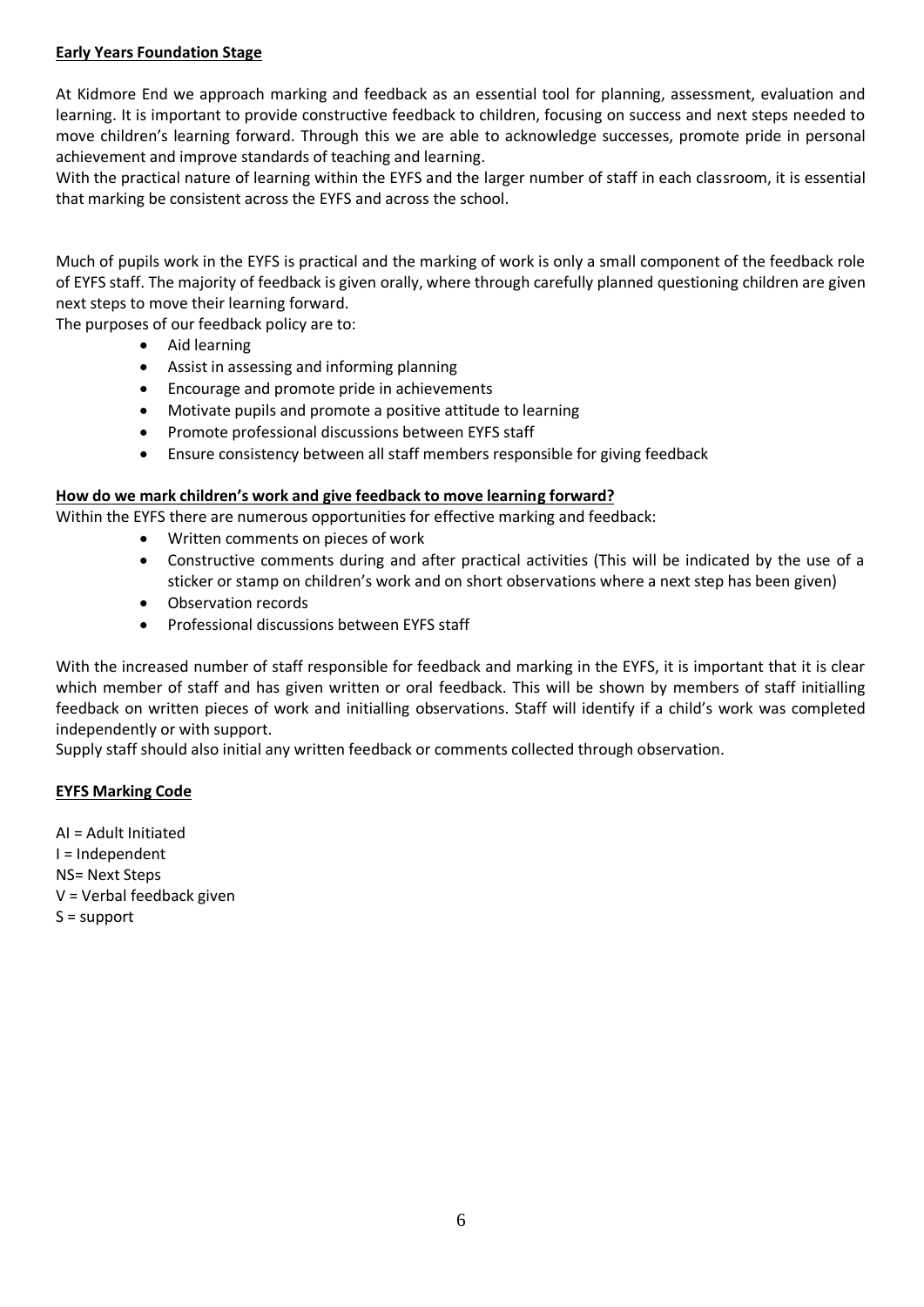**Early Years Foundation Stage**

At Kidmore End we approach marking and feedback as an essential tool for planning, assessment, evaluation and learning. It is important to provide constructive feedback to children, focusing on success and next steps needed to move children's learning forward. Through this we are able to acknowledge successes, promote pride in personal achievement and improve standards of teaching and learning.
With the practical nature of learning within the EYFS and the larger number of staff in each classroom, it is essential that marking be consistent across the EYFS and across the school.

Much of pupils work in the EYFS is practical and the marking of work is only a small component of the feedback role of EYFS staff. The majority of feedback is given orally, where through carefully planned questioning children are given next steps to move their learning forward.
The purposes of our feedback policy are to:

- Aid learning
- Assist in assessing and informing planning
- Encourage and promote pride in achievements
- Motivate pupils and promote a positive attitude to learning
- Promote professional discussions between EYFS staff
- Ensure consistency between all staff members responsible for giving feedback

**How do we mark children's work and give feedback to move learning forward?**

Within the EYFS there are numerous opportunities for effective marking and feedback:

- Written comments on pieces of work
- Constructive comments during and after practical activities (This will be indicated by the use of a sticker or stamp on children's work and on short observations where a next step has been given)
- Observation records
- Professional discussions between EYFS staff

With the increased number of staff responsible for feedback and marking in the EYFS, it is important that it is clear which member of staff and has given written or oral feedback. This will be shown by members of staff initialling feedback on written pieces of work and initialling observations. Staff will identify if a child's work was completed independently or with support.
Supply staff should also initial any written feedback or comments collected through observation.

**EYFS Marking Code**

AI = Adult Initiated
I = Independent
NS= Next Steps
V = Verbal feedback given
S = support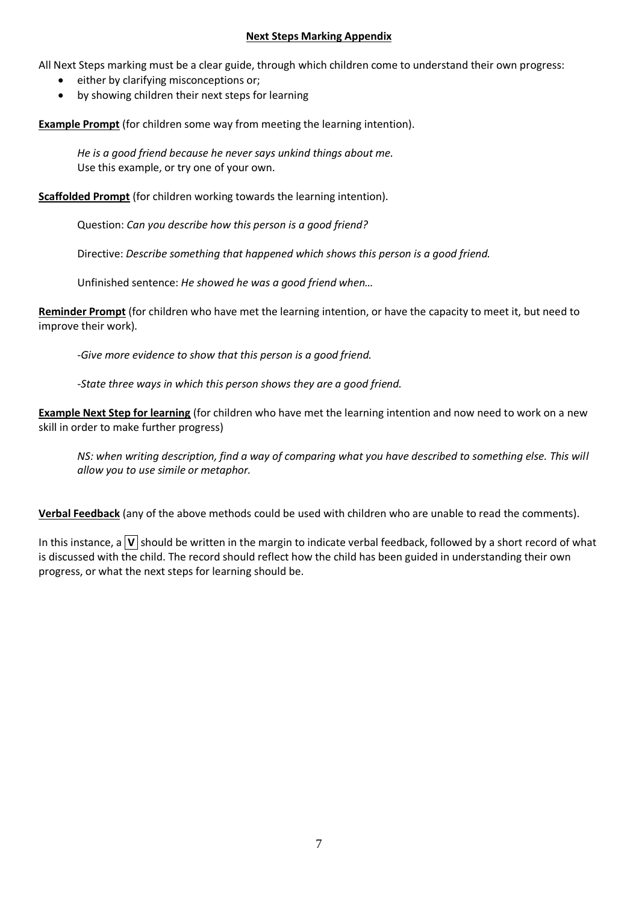## Next Steps Marking Appendix

All Next Steps marking must be a clear guide, through which children come to understand their own progress:

- either by clarifying misconceptions or;
- by showing children their next steps for learning

**Example Prompt** (for children some way from meeting the learning intention).

> *He is a good friend because he never says unkind things about me.*
> Use this example, or try one of your own.

**Scaffolded Prompt** (for children working towards the learning intention).

> Question: *Can you describe how this person is a good friend?*
>
> Directive: *Describe something that happened which shows this person is a good friend.*
>
> Unfinished sentence: *He showed he was a good friend when…*

**Reminder Prompt** (for children who have met the learning intention, or have the capacity to meet it, but need to improve their work).

> -*Give more evidence to show that this person is a good friend.*
>
> -*State three ways in which this person shows they are a good friend.*

**Example Next Step for learning** (for children who have met the learning intention and now need to work on a new skill in order to make further progress)

> *NS: when writing description, find a way of comparing what you have described to something else. This will allow you to use simile or metaphor.*

**Verbal Feedback** (any of the above methods could be used with children who are unable to read the comments).

In this instance, a **V** should be written in the margin to indicate verbal feedback, followed by a short record of what is discussed with the child. The record should reflect how the child has been guided in understanding their own progress, or what the next steps for learning should be.